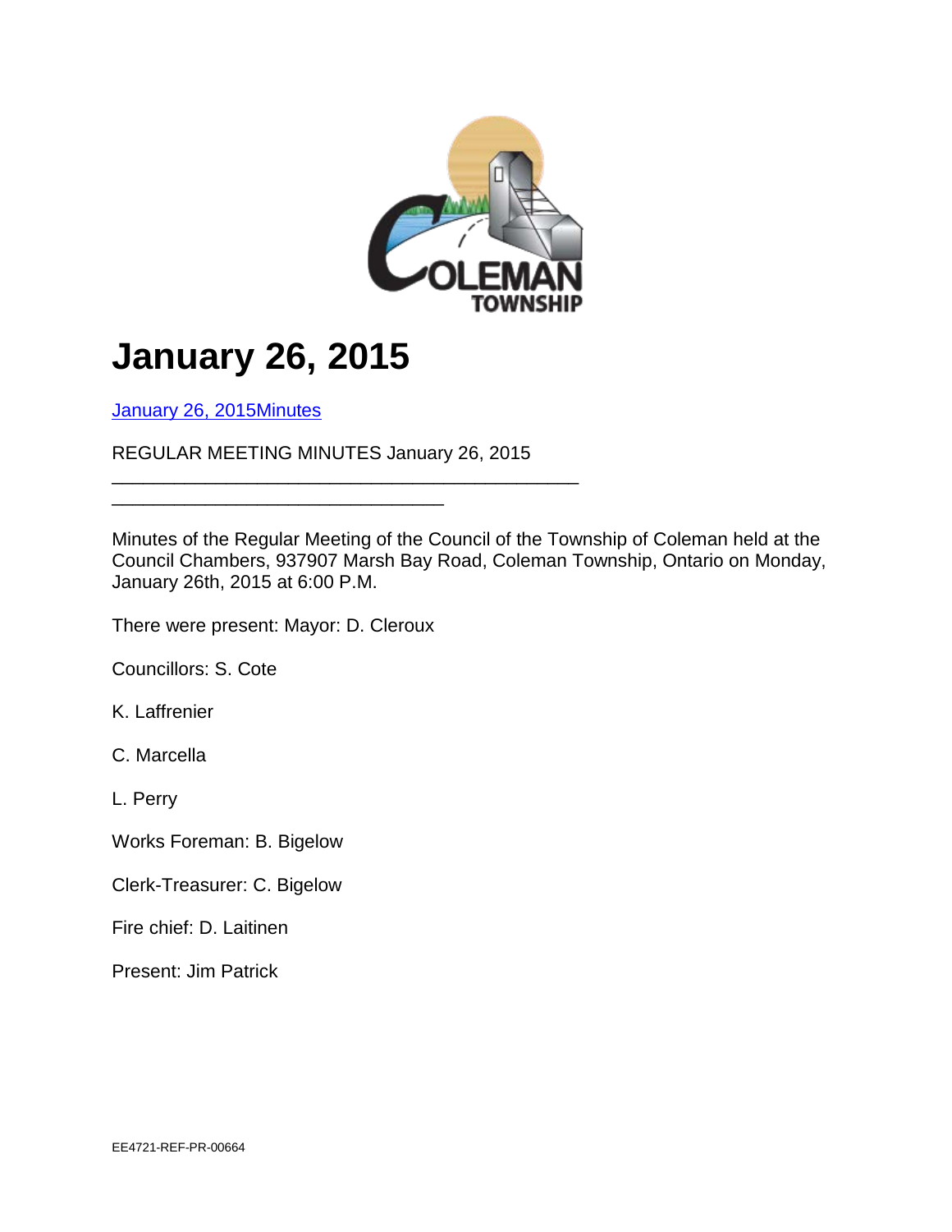# January 26, 2015

January 26, 2015Minutes

REGULAR MEETING MINUTES January 26, 2015 \_\_\_\_\_\_\_\_\_\_\_\_\_\_\_\_\_\_\_\_\_\_\_\_\_\_\_\_\_\_\_\_\_\_\_\_\_\_\_\_\_\_\_\_\_\_\_\_\_\_\_\_\_\_\_\_\_\_\_\_\_\_\_\_\_\_\_\_\_\_\_\_\_\_\_\_\_\_\_\_\_\_\_\_

Minutes of the Regular Meeting of the Council of the Township of Coleman held at the Council Chambers, 937907 Marsh Bay Road, Coleman Township, Ontario on Monday, January 26th, 2015 at 6:00 P.M.

There were present: Mayor: D. Cleroux

Councillors: S. Cote

K. Laffrenier

C. Marcella

L. Perry

Works Foreman: B. Bigelow

Clerk-Treasurer: C. Bigelow

Fire chief: D. Laitinen

Present: Jim Patrick

EE4721-REF-PR-00664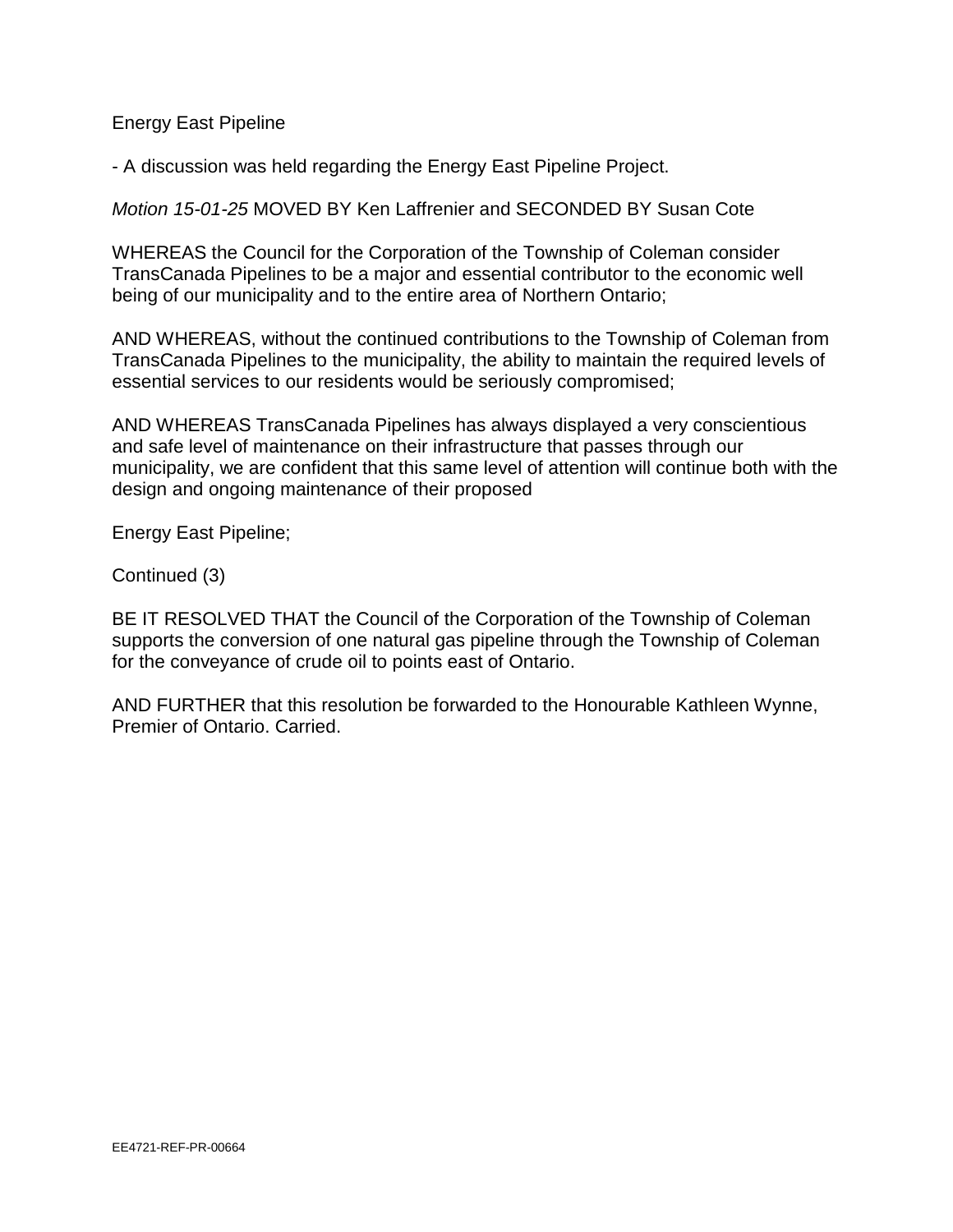Energy East Pipeline

- A discussion was held regarding the Energy East Pipeline Project.

*Motion 15-01-25* MOVED BY Ken Laffrenier and SECONDED BY Susan Cote

WHEREAS the Council for the Corporation of the Township of Coleman consider TransCanada Pipelines to be a major and essential contributor to the economic well being of our municipality and to the entire area of Northern Ontario;

AND WHEREAS, without the continued contributions to the Township of Coleman from TransCanada Pipelines to the municipality, the ability to maintain the required levels of essential services to our residents would be seriously compromised;

AND WHEREAS TransCanada Pipelines has always displayed a very conscientious and safe level of maintenance on their infrastructure that passes through our municipality, we are confident that this same level of attention will continue both with the design and ongoing maintenance of their proposed

Energy East Pipeline;

Continued (3)

BE IT RESOLVED THAT the Council of the Corporation of the Township of Coleman supports the conversion of one natural gas pipeline through the Township of Coleman for the conveyance of crude oil to points east of Ontario.

AND FURTHER that this resolution be forwarded to the Honourable Kathleen Wynne, Premier of Ontario. Carried.

EE4721-REF-PR-00664